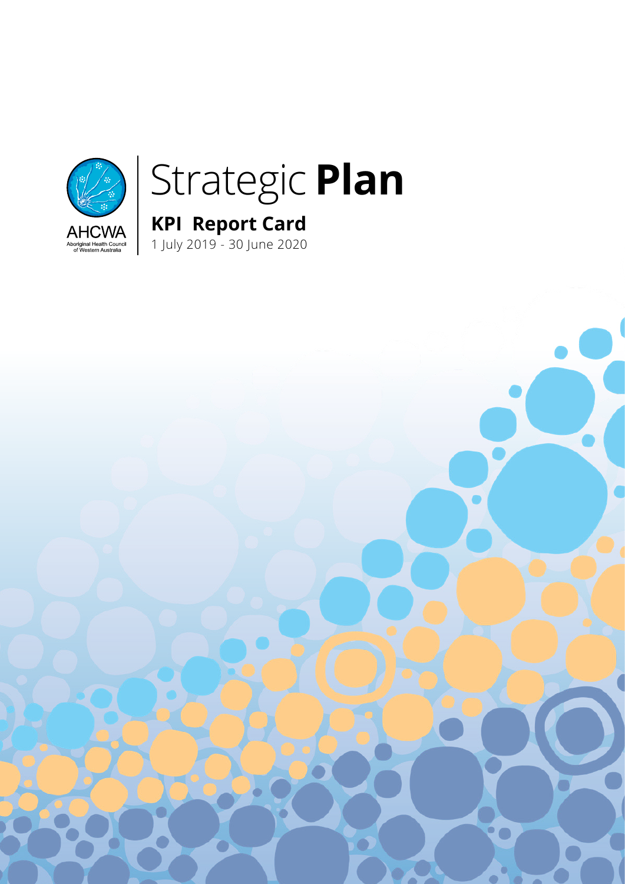AHCWA

Aboriginal Health Council of Western Australia

# Strategic **Plan**

## KPI Report Card

1 July 2019 - 30 June 2020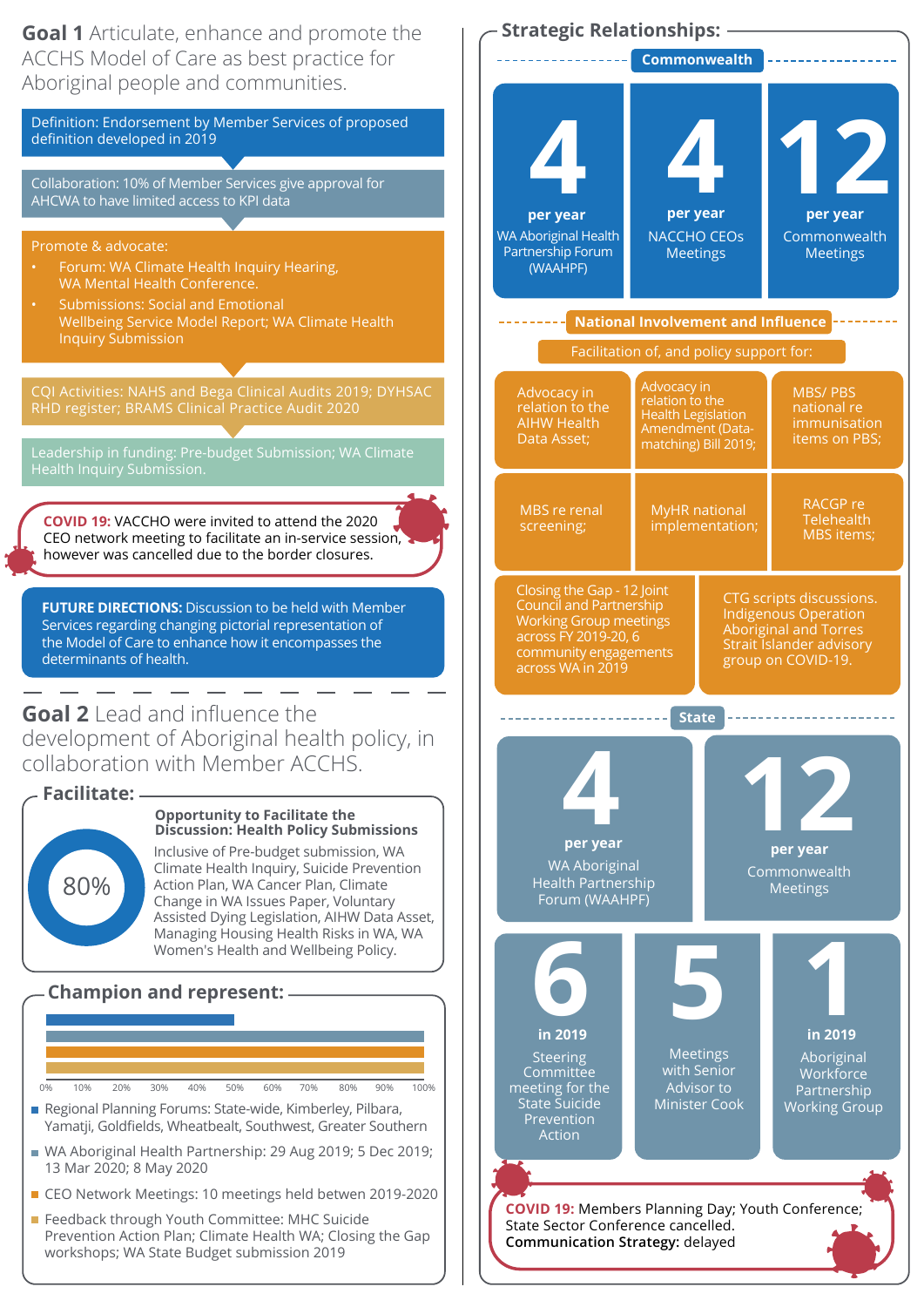## **Goal 1** Articulate, enhance and promote the ACCHS Model of Care as best practice for Aboriginal people and communities.

Definition: Endorsement by Member Services of proposed definition developed in 2019

Collaboration: 10% of Member Services give approval for AHCWA to have limited access to KPI data

Promote & advocate:

- Forum: WA Climate Health Inquiry Hearing, WA Mental Health Conference.
- Submissions: Social and Emotional Wellbeing Service Model Report; WA Climate Health Inquiry Submission

CQI Activities: NAHS and Bega Clinical Audits 2019; DYHSAC RHD register; BRAMS Clinical Practice Audit 2020

Leadership in funding: Pre-budget Submission; WA Climate Health Inquiry Submission.

**COVID 19:** VACCHO were invited to attend the 2020 CEO network meeting to facilitate an in-service session, however was cancelled due to the border closures.

**FUTURE DIRECTIONS:** Discussion to be held with Member Services regarding changing pictorial representation of the Model of Care to enhance how it encompasses the determinants of health.

## **Goal 2** Lead and influence the development of Aboriginal health policy, in collaboration with Member ACCHS.

### Facilitate:

80%

**Opportunity to Facilitate the Discussion: Health Policy Submissions**

Inclusive of Pre-budget submission, WA Climate Health Inquiry, Suicide Prevention Action Plan, WA Cancer Plan, Climate Change in WA Issues Paper, Voluntary Assisted Dying Legislation, AIHW Data Asset, Managing Housing Health Risks in WA, WA Women's Health and Wellbeing Policy.

### Champion and represent:

0% 10% 20% 30% 40% 50% 60% 70% 80% 90% 100%

- Regional Planning Forums: State-wide, Kimberley, Pilbara, Yamatji, Goldfields, Wheatbelt, Southwest, Greater Southern
- WA Aboriginal Health Partnership: 29 Aug 2019; 5 Dec 2019; 13 Mar 2020; 8 May 2020
- CEO Network Meetings: 10 meetings held betwen 2019-2020
- Feedback through Youth Committee: MHC Suicide Prevention Action Plan; Climate Health WA; Closing the Gap workshops; WA State Budget submission 2019

## Strategic Relationships:

### Commonwealth

**4 per year** WA Aboriginal Health Partnership Forum (WAAHPF)

**4 per year** NACCHO CEOs Meetings

**12 per year** Commonwealth Meetings

### National Involvement and Influence

Facilitation of, and policy support for:

- Advocacy in relation to the AIHW Health Data Asset;
- Advocacy in relation to the Health Legislation Amendment (Data-matching) Bill 2019;
- MBS/ PBS national re immunisation items on PBS;
- MBS re renal screening;
- MyHR national implementation;
- RACGP re Telehealth MBS items;
- Closing the Gap - 12 Joint Council and Partnership Working Group meetings across FY 2019-20, 6 community engagements across WA in 2019
- CTG scripts discussions. Indigenous Operation Aboriginal and Torres Strait Islander advisory group on COVID-19.

### State

**4 per year** WA Aboriginal Health Partnership Forum (WAAHPF)

**12 per year** Commonwealth Meetings

**6 in 2019** Steering Committee meeting for the State Suicide Prevention Action

**5** Meetings with Senior Advisor to Minister Cook

**1 in 2019** Aboriginal Workforce Partnership Working Group

**COVID 19:** Members Planning Day; Youth Conference; State Sector Conference cancelled.
**Communication Strategy:** delayed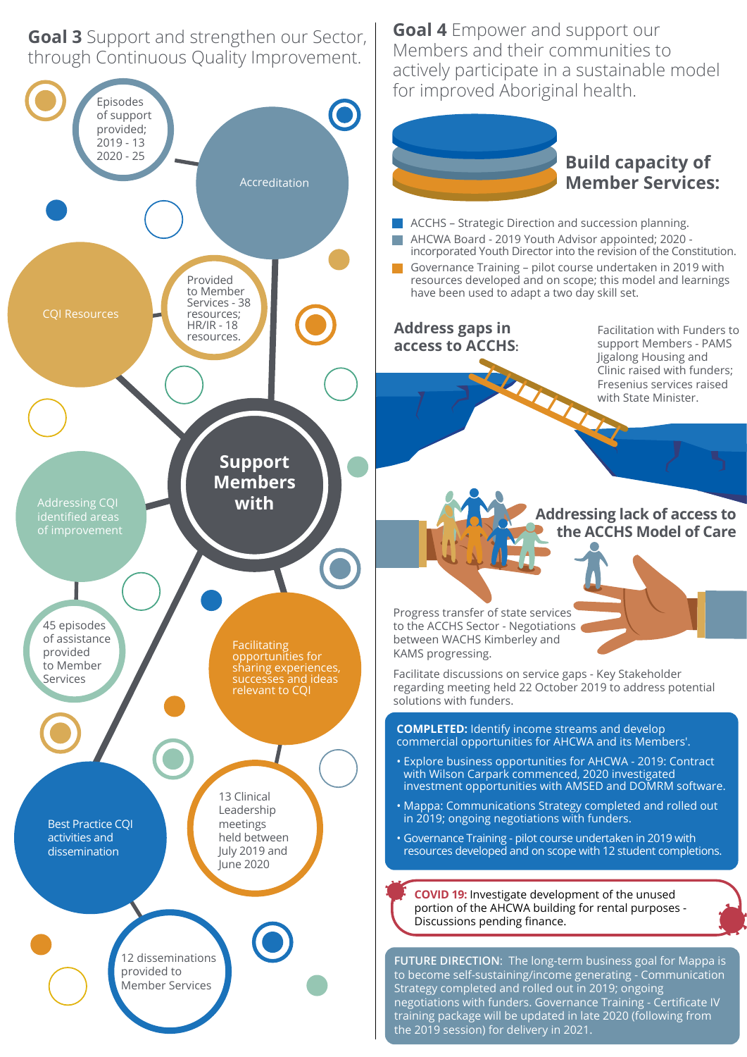## Goal 3 Support and strengthen our Sector, through Continuous Quality Improvement.

**Support Members with**

- Accreditation
  - Episodes of support provided; 2019 - 13 2020 - 25
- CQI Resources
  - Provided to Member Services - 38 resources; HR/IR - 18 resources.
- Addressing CQI identified areas of improvement
  - 45 episodes of assistance provided to Member Services
- Facilitating opportunities for sharing experiences, successes and ideas relevant to CQI
  - 13 Clinical Leadership meetings held between July 2019 and June 2020
- Best Practice CQI activities and dissemination
  - 12 disseminations provided to Member Services

## Goal 4 Empower and support our Members and their communities to actively participate in a sustainable model for improved Aboriginal health.

### Build capacity of Member Services:

- ACCHS – Strategic Direction and succession planning.
- AHCWA Board - 2019 Youth Advisor appointed; 2020 - incorporated Youth Director into the revision of the Constitution.
- Governance Training – pilot course undertaken in 2019 with resources developed and on scope; this model and learnings have been used to adapt a two day skill set.

### Address gaps in access to ACCHS:

Facilitation with Funders to support Members - PAMS Jigalong Housing and Clinic raised with funders; Fresenius services raised with State Minister.

### Addressing lack of access to the ACCHS Model of Care

Progress transfer of state services to the ACCHS Sector - Negotiations between WACHS Kimberley and KAMS progressing.

Facilitate discussions on service gaps - Key Stakeholder regarding meeting held 22 October 2019 to address potential solutions with funders.

**COMPLETED:** Identify income streams and develop commercial opportunities for AHCWA and its Members'.

- Explore business opportunities for AHCWA - 2019: Contract with Wilson Carpark commenced, 2020 investigated investment opportunities with AMSED and DOMRM software.
- Mappa: Communications Strategy completed and rolled out in 2019; ongoing negotiations with funders.
- Governance Training - pilot course undertaken in 2019 with resources developed and on scope with 12 student completions.

**COVID 19:** Investigate development of the unused portion of the AHCWA building for rental purposes - Discussions pending finance.

**FUTURE DIRECTION:** The long-term business goal for Mappa is to become self-sustaining/income generating - Communication Strategy completed and rolled out in 2019; ongoing negotiations with funders. Governance Training - Certificate IV training package will be updated in late 2020 (following from the 2019 session) for delivery in 2021.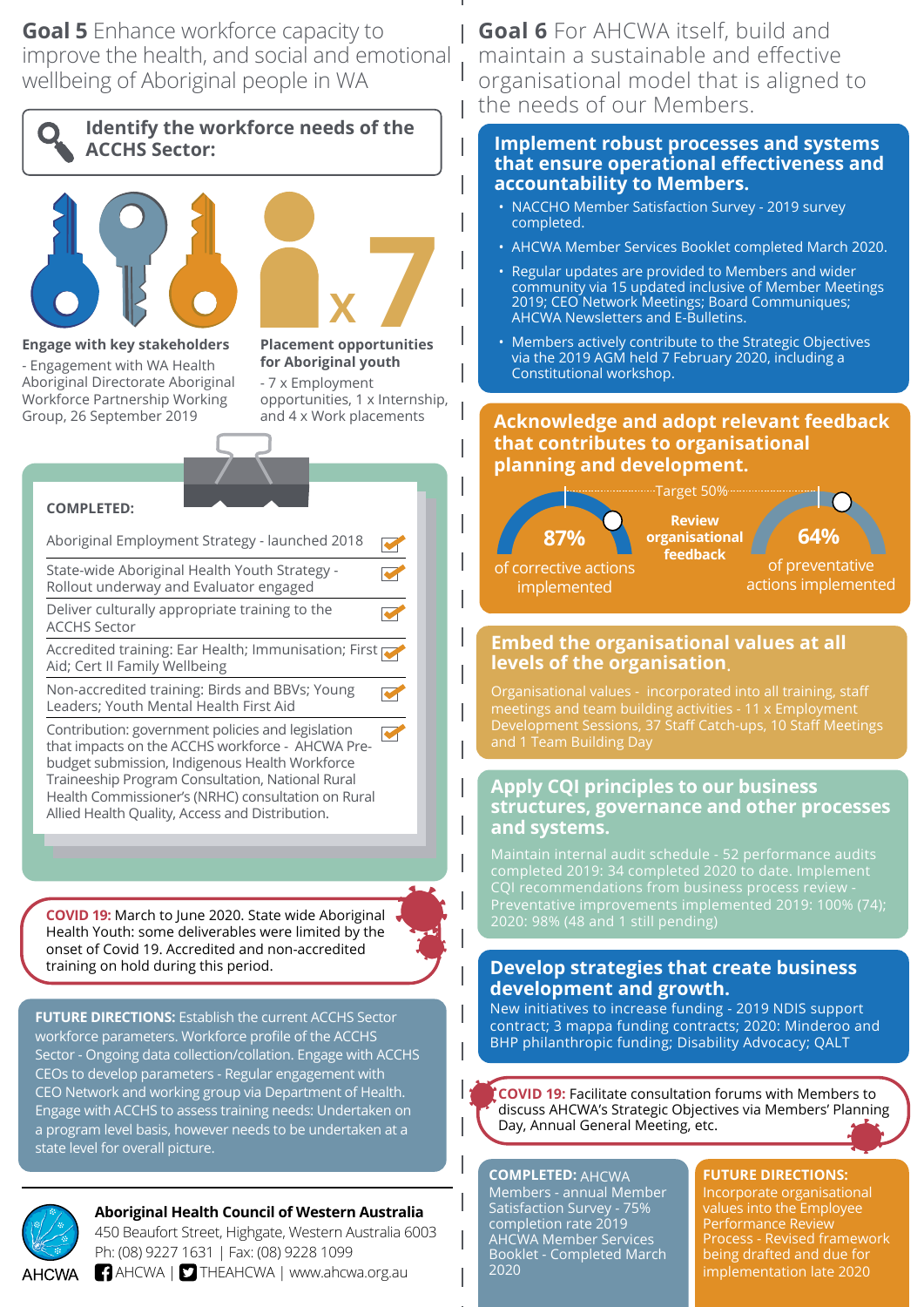## Goal 5 Enhance workforce capacity to improve the health, and social and emotional wellbeing of Aboriginal people in WA

### Identify the workforce needs of the ACCHS Sector:

**Engage with key stakeholders**

- Engagement with WA Health Aboriginal Directorate Aboriginal Workforce Partnership Working Group, 26 September 2019

**Placement opportunities for Aboriginal youth**

x 7

- 7 x Employment opportunities, 1 x Internship, and 4 x Work placements

**COMPLETED:**

- Aboriginal Employment Strategy - launched 2018 ✔
- State-wide Aboriginal Health Youth Strategy - Rollout underway and Evaluator engaged ✔
- Deliver culturally appropriate training to the ACCHS Sector ✔
- Accredited training: Ear Health; Immunisation; First Aid; Cert II Family Wellbeing ✔
- Non-accredited training: Birds and BBVs; Young Leaders; Youth Mental Health First Aid ✔
- Contribution: government policies and legislation that impacts on the ACCHS workforce - AHCWA Pre-budget submission, Indigenous Health Workforce Traineeship Program Consultation, National Rural Health Commissioner's (NRHC) consultation on Rural Allied Health Quality, Access and Distribution. ✔

**COVID 19:** March to June 2020. State wide Aboriginal Health Youth: some deliverables were limited by the onset of Covid 19. Accredited and non-accredited training on hold during this period.

**FUTURE DIRECTIONS:** Establish the current ACCHS Sector workforce parameters. Workforce profile of the ACCHS Sector - Ongoing data collection/collation. Engage with ACCHS CEOs to develop parameters - Regular engagement with CEO Network and working group via Department of Health. Engage with ACCHS to assess training needs: Undertaken on a program level basis, however needs to be undertaken at a state level for overall picture.

## Goal 6 For AHCWA itself, build and maintain a sustainable and effective organisational model that is aligned to the needs of our Members.

### Implement robust processes and systems that ensure operational effectiveness and accountability to Members.

- NACCHO Member Satisfaction Survey - 2019 survey completed.
- AHCWA Member Services Booklet completed March 2020.
- Regular updates are provided to Members and wider community via 15 updated inclusive of Member Meetings 2019; CEO Network Meetings; Board Communiques; AHCWA Newsletters and E-Bulletins.
- Members actively contribute to the Strategic Objectives via the 2019 AGM held 7 February 2020, including a Constitutional workshop.

### Acknowledge and adopt relevant feedback that contributes to organisational planning and development.

Target 50%

87% of corrective actions implemented

**Review organisational feedback**

64% of preventative actions implemented

### Embed the organisational values at all levels of the organisation.

Organisational values - incorporated into all training, staff meetings and team building activities - 11 x Employment Development Sessions, 37 Staff Catch-ups, 10 Staff Meetings and 1 Team Building Day

### Apply CQI principles to our business structures, governance and other processes and systems.

Maintain internal audit schedule - 52 performance audits completed 2019: 34 completed 2020 to date. Implement CQI recommendations from business process review - Preventative improvements implemented 2019: 100% (74); 2020: 98% (48 and 1 still pending)

### Develop strategies that create business development and growth.

New initiatives to increase funding - 2019 NDIS support contract; 3 mappa funding contracts; 2020: Minderoo and BHP philanthropic funding; Disability Advocacy; QALT

**COVID 19:** Facilitate consultation forums with Members to discuss AHCWA's Strategic Objectives via Members' Planning Day, Annual General Meeting, etc.

**COMPLETED:** AHCWA Members - annual Member Satisfaction Survey - 75% completion rate 2019 AHCWA Member Services Booklet - Completed March 2020

**FUTURE DIRECTIONS:** Incorporate organisational values into the Employee Performance Review Process - Revised framework being drafted and due for implementation late 2020

---

**Aboriginal Health Council of Western Australia**

450 Beaufort Street, Highgate, Western Australia 6003

Ph: (08) 9227 1631 | Fax: (08) 9228 1099

AHCWA | THEAHCWA | www.ahcwa.org.au